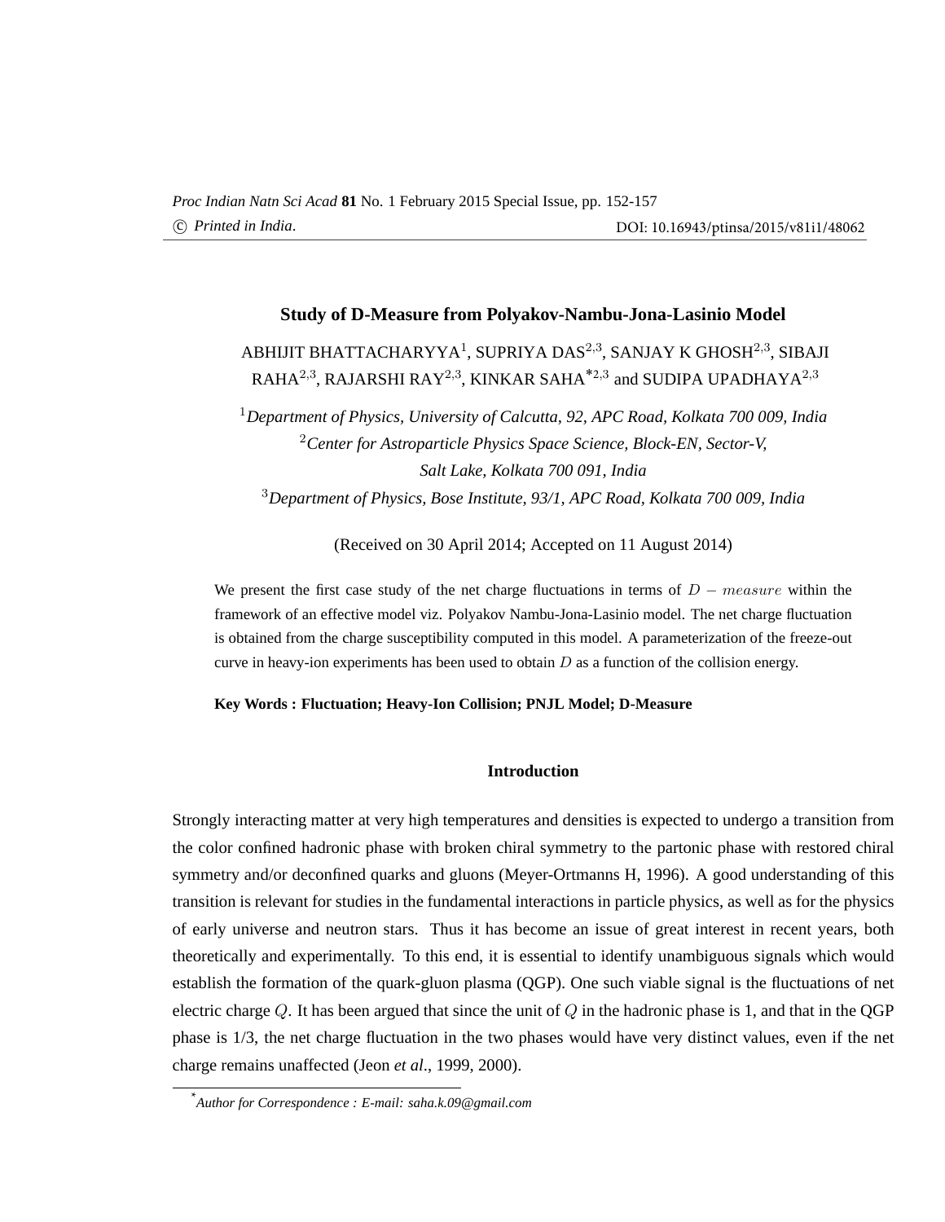# Study of D-Measure from Polyakov-Nambu-Jona-Lasinio Model

ABHIJIT BHATTACHARYYA[1], SUPRIYA DAS[2,3], SANJAY K GHOSH[2,3], SIBAJI RAHA[2,3], RAJARSHI RAY[2,3], KINKAR SAHA*[2,3] and SUDIPA UPADHAYA[2,3]

[1]*Department of Physics, University of Calcutta, 92, APC Road, Kolkata 700 009, India*
[2]*Center for Astroparticle Physics Space Science, Block-EN, Sector-V, Salt Lake, Kolkata 700 091, India*
[3]*Department of Physics, Bose Institute, 93/1, APC Road, Kolkata 700 009, India*

(Received on 30 April 2014; Accepted on 11 August 2014)

We present the first case study of the net charge fluctuations in terms of $D-measure$ within the framework of an effective model viz. Polyakov Nambu-Jona-Lasinio model. The net charge fluctuation is obtained from the charge susceptibility computed in this model. A parameterization of the freeze-out curve in heavy-ion experiments has been used to obtain $D$ as a function of the collision energy.

**Key Words : Fluctuation; Heavy-Ion Collision; PNJL Model; D-Measure**

## Introduction

Strongly interacting matter at very high temperatures and densities is expected to undergo a transition from the color confined hadronic phase with broken chiral symmetry to the partonic phase with restored chiral symmetry and/or deconfined quarks and gluons (Meyer-Ortmanns H, 1996). A good understanding of this transition is relevant for studies in the fundamental interactions in particle physics, as well as for the physics of early universe and neutron stars. Thus it has become an issue of great interest in recent years, both theoretically and experimentally. To this end, it is essential to identify unambiguous signals which would establish the formation of the quark-gluon plasma (QGP). One such viable signal is the fluctuations of net electric charge $Q$. It has been argued that since the unit of $Q$ in the hadronic phase is 1, and that in the QGP phase is 1/3, the net charge fluctuation in the two phases would have very distinct values, even if the net charge remains unaffected (Jeon *et al.*, 1999, 2000).

*Author for Correspondence : E-mail: saha.k.09@gmail.com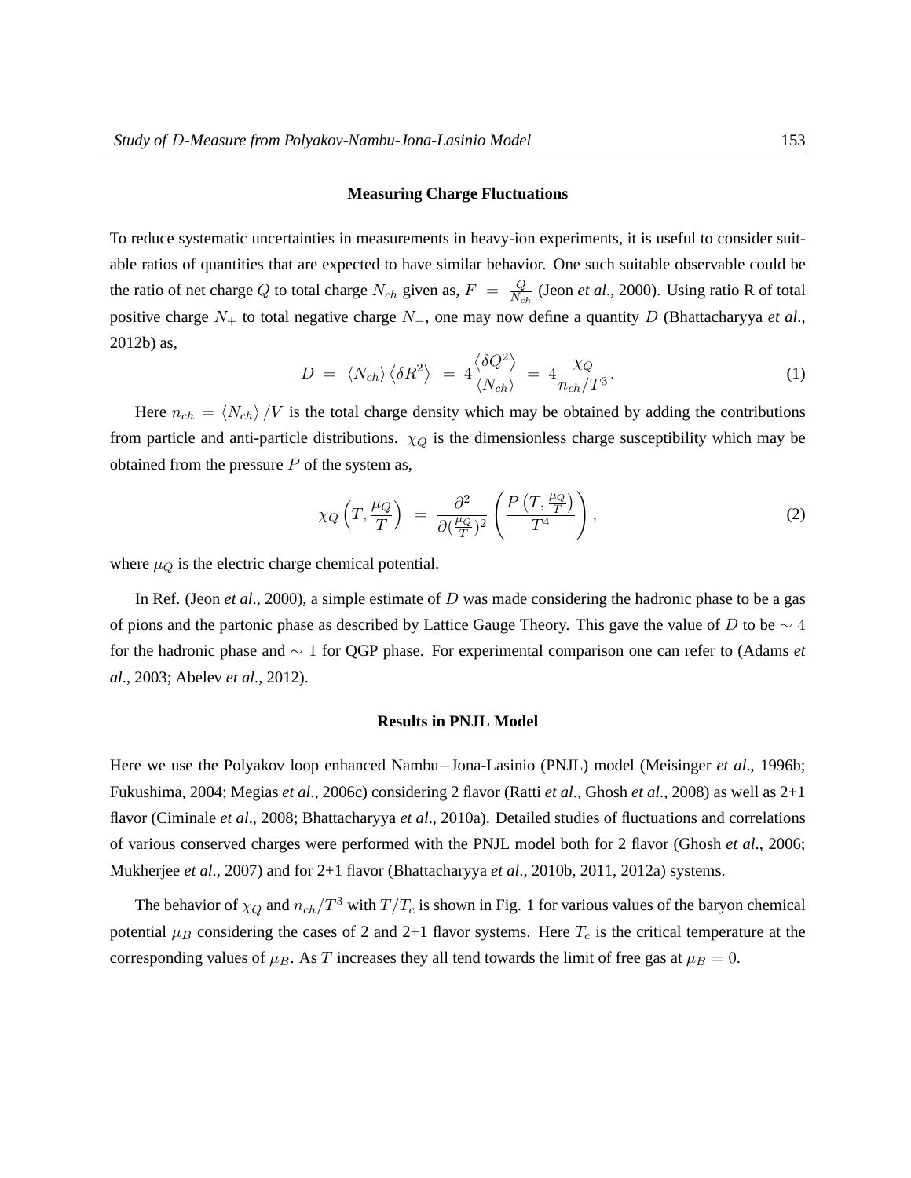### Measuring Charge Fluctuations

To reduce systematic uncertainties in measurements in heavy-ion experiments, it is useful to consider suitable ratios of quantities that are expected to have similar behavior. One such suitable observable could be the ratio of net charge $Q$ to total charge $N_{ch}$ given as, $F = \frac{Q}{N_{ch}}$ (Jeon *et al.*, 2000). Using ratio R of total positive charge $N_+$ to total negative charge $N_-$, one may now define a quantity $D$ (Bhattacharyya *et al.*, 2012b) as,

$$D = \langle N_{ch} \rangle \left\langle \delta R^2 \right\rangle = 4 \frac{\left\langle \delta Q^2 \right\rangle}{\langle N_{ch} \rangle} = 4 \frac{\chi_Q}{n_{ch}/T^3}. \tag{1}$$

Here $n_{ch} = \langle N_{ch} \rangle / V$ is the total charge density which may be obtained by adding the contributions from particle and anti-particle distributions. $\chi_Q$ is the dimensionless charge susceptibility which may be obtained from the pressure $P$ of the system as,

$$\chi_Q \left( T, \frac{\mu_Q}{T} \right) = \frac{\partial^2}{\partial (\frac{\mu_Q}{T})^2} \left( \frac{P \left( T, \frac{\mu_Q}{T} \right)}{T^4} \right), \tag{2}$$

where $\mu_Q$ is the electric charge chemical potential.

In Ref. (Jeon *et al.*, 2000), a simple estimate of $D$ was made considering the hadronic phase to be a gas of pions and the partonic phase as described by Lattice Gauge Theory. This gave the value of $D$ to be $\sim 4$ for the hadronic phase and $\sim 1$ for QGP phase. For experimental comparison one can refer to (Adams *et al.*, 2003; Abelev *et al.*, 2012).

### Results in PNJL Model

Here we use the Polyakov loop enhanced Nambu$-$Jona-Lasinio (PNJL) model (Meisinger *et al.*, 1996b; Fukushima, 2004; Megias *et al.*, 2006c) considering 2 flavor (Ratti *et al.*, Ghosh *et al.*, 2008) as well as 2+1 flavor (Ciminale *et al.*, 2008; Bhattacharyya *et al.*, 2010a). Detailed studies of fluctuations and correlations of various conserved charges were performed with the PNJL model both for 2 flavor (Ghosh *et al.*, 2006; Mukherjee *et al.*, 2007) and for 2+1 flavor (Bhattacharyya *et al.*, 2010b, 2011, 2012a) systems.

The behavior of $\chi_Q$ and $n_{ch}/T^3$ with $T/T_c$ is shown in Fig. 1 for various values of the baryon chemical potential $\mu_B$ considering the cases of 2 and 2+1 flavor systems. Here $T_c$ is the critical temperature at the corresponding values of $\mu_B$. As $T$ increases they all tend towards the limit of free gas at $\mu_B = 0$.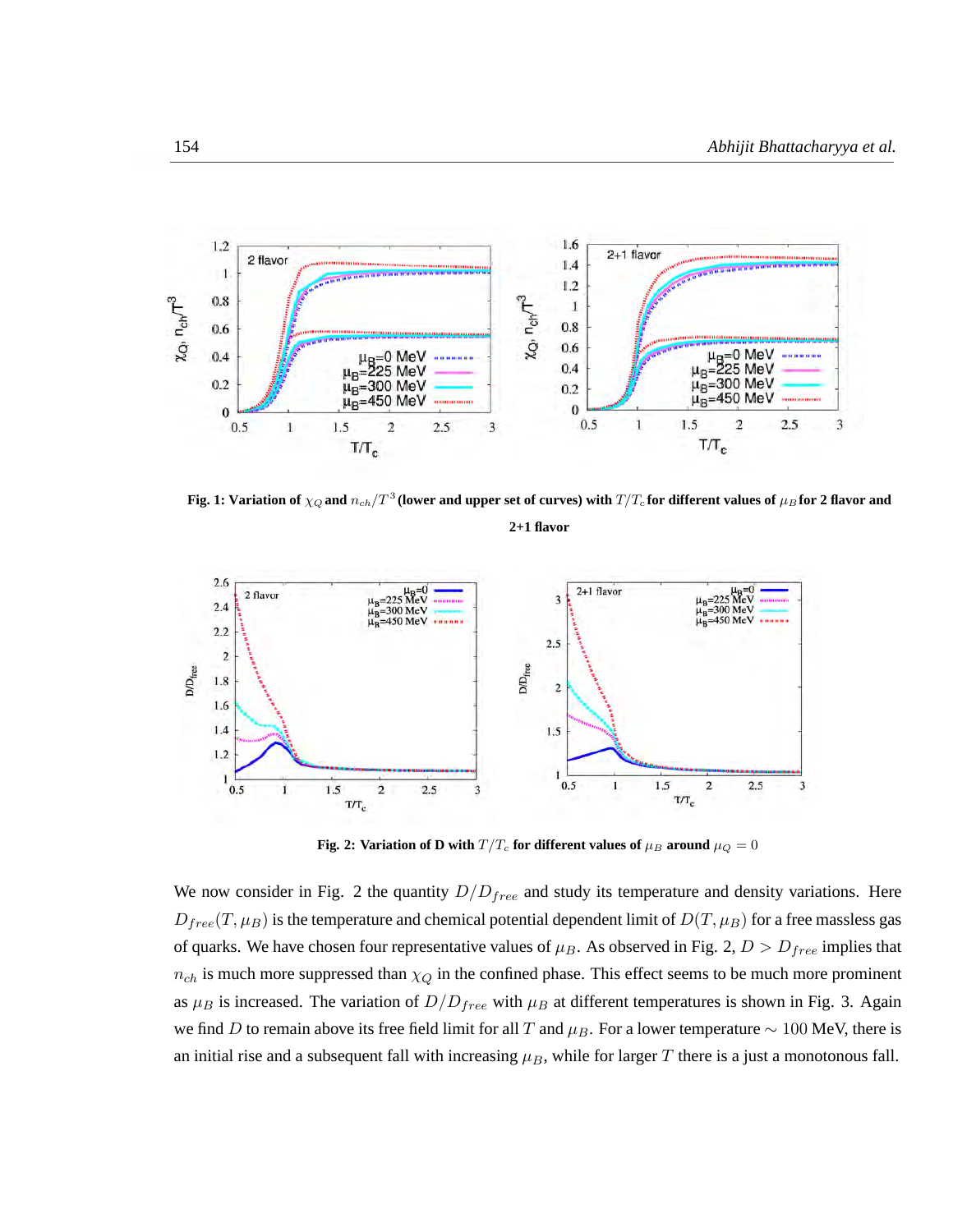**Fig. 1: Variation of $\chi_Q$ and $n_{ch}/T^3$ (lower and upper set of curves) with $T/T_c$ for different values of $\mu_B$ for 2 flavor and 2+1 flavor**

**Fig. 2: Variation of D with $T/T_c$ for different values of $\mu_B$ around $\mu_Q = 0$**

We now consider in Fig. 2 the quantity $D/D_{free}$ and study its temperature and density variations. Here $D_{free}(T, \mu_B)$ is the temperature and chemical potential dependent limit of $D(T, \mu_B)$ for a free massless gas of quarks. We have chosen four representative values of $\mu_B$. As observed in Fig. 2, $D > D_{free}$ implies that $n_{ch}$ is much more suppressed than $\chi_Q$ in the confined phase. This effect seems to be much more prominent as $\mu_B$ is increased. The variation of $D/D_{free}$ with $\mu_B$ at different temperatures is shown in Fig. 3. Again we find $D$ to remain above its free field limit for all $T$ and $\mu_B$. For a lower temperature $\sim 100$ MeV, there is an initial rise and a subsequent fall with increasing $\mu_B$, while for larger $T$ there is a just a monotonous fall.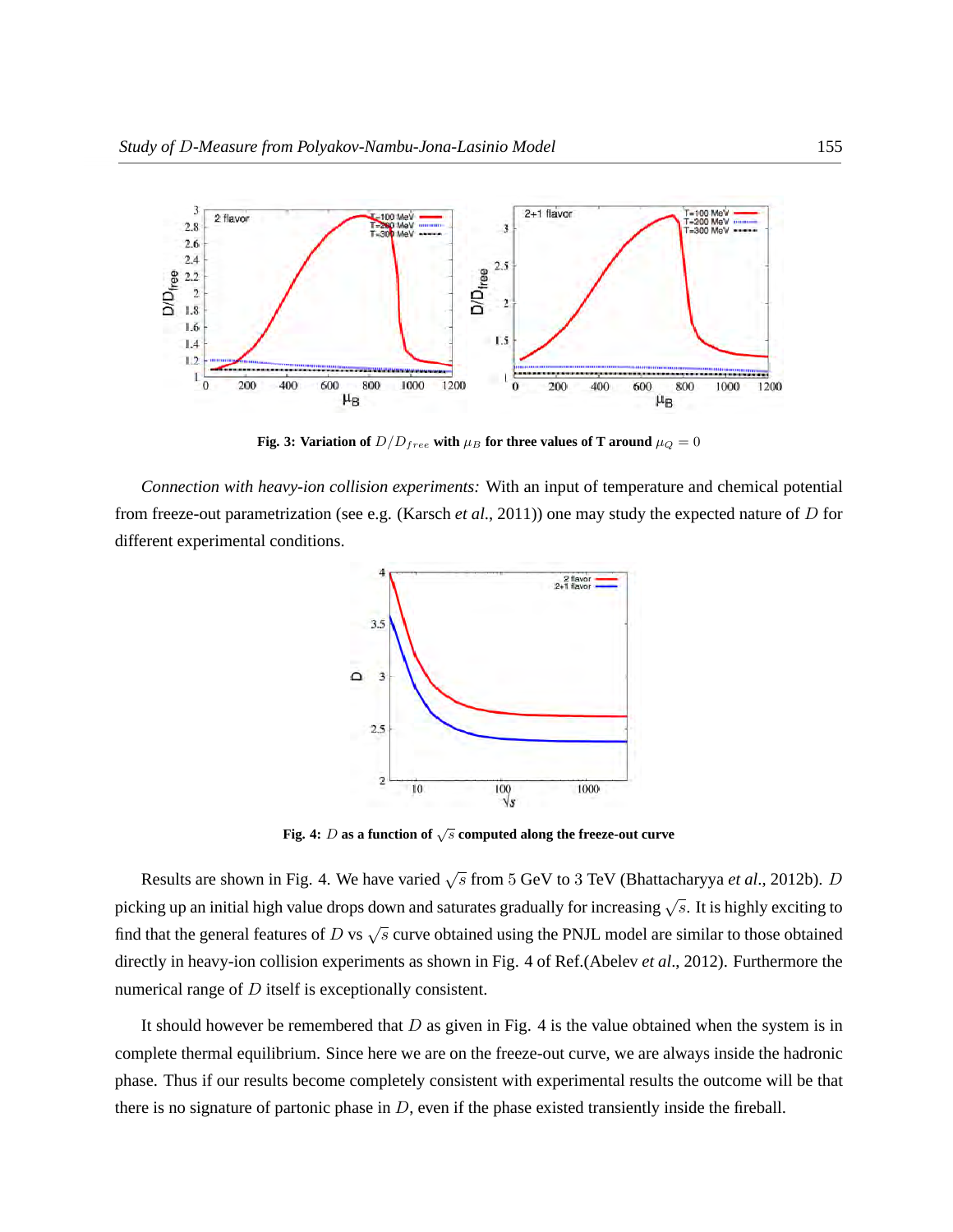**Fig. 3: Variation of $D/D_{free}$ with $\mu_B$ for three values of T around $\mu_Q = 0$**

*Connection with heavy-ion collision experiments:* With an input of temperature and chemical potential from freeze-out parametrization (see e.g. (Karsch *et al.*, 2011)) one may study the expected nature of $D$ for different experimental conditions.

**Fig. 4: $D$ as a function of $\sqrt{s}$ computed along the freeze-out curve**

Results are shown in Fig. 4. We have varied $\sqrt{s}$ from 5 GeV to 3 TeV (Bhattacharyya *et al.*, 2012b). $D$ picking up an initial high value drops down and saturates gradually for increasing $\sqrt{s}$. It is highly exciting to find that the general features of $D$ vs $\sqrt{s}$ curve obtained using the PNJL model are similar to those obtained directly in heavy-ion collision experiments as shown in Fig. 4 of Ref.(Abelev *et al.*, 2012). Furthermore the numerical range of $D$ itself is exceptionally consistent.

It should however be remembered that $D$ as given in Fig. 4 is the value obtained when the system is in complete thermal equilibrium. Since here we are on the freeze-out curve, we are always inside the hadronic phase. Thus if our results become completely consistent with experimental results the outcome will be that there is no signature of partonic phase in $D$, even if the phase existed transiently inside the fireball.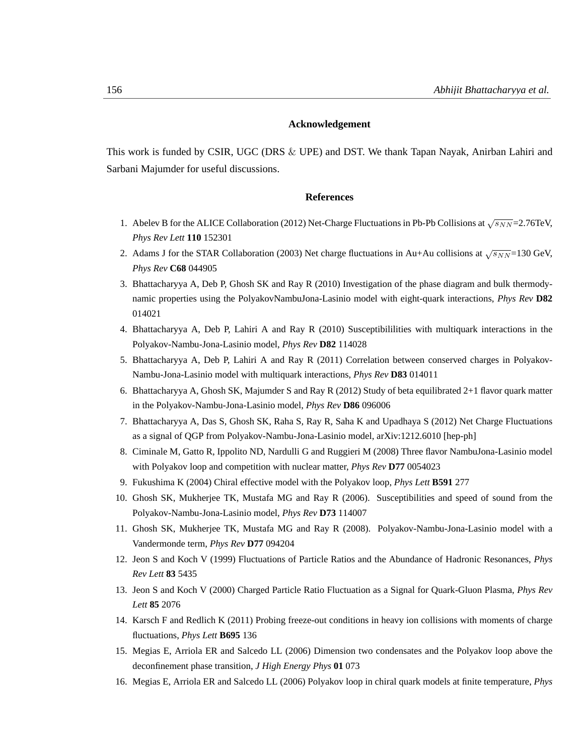## Acknowledgement

This work is funded by CSIR, UGC (DRS & UPE) and DST. We thank Tapan Nayak, Anirban Lahiri and Sarbani Majumder for useful discussions.

## References

1. Abelev B for the ALICE Collaboration (2012) Net-Charge Fluctuations in Pb-Pb Collisions at $\sqrt{s_{NN}}$=2.76TeV, *Phys Rev Lett* **110** 152301
2. Adams J for the STAR Collaboration (2003) Net charge fluctuations in Au+Au collisions at $\sqrt{s_{NN}}$=130 GeV, *Phys Rev* **C68** 044905
3. Bhattacharyya A, Deb P, Ghosh SK and Ray R (2010) Investigation of the phase diagram and bulk thermodynamic properties using the PolyakovNambuJona-Lasinio model with eight-quark interactions, *Phys Rev* **D82** 014021
4. Bhattacharyya A, Deb P, Lahiri A and Ray R (2010) Susceptibililities with multiquark interactions in the Polyakov-Nambu-Jona-Lasinio model, *Phys Rev* **D82** 114028
5. Bhattacharyya A, Deb P, Lahiri A and Ray R (2011) Correlation between conserved charges in Polyakov-Nambu-Jona-Lasinio model with multiquark interactions, *Phys Rev* **D83** 014011
6. Bhattacharyya A, Ghosh SK, Majumder S and Ray R (2012) Study of beta equilibrated 2+1 flavor quark matter in the Polyakov-Nambu-Jona-Lasinio model, *Phys Rev* **D86** 096006
7. Bhattacharyya A, Das S, Ghosh SK, Raha S, Ray R, Saha K and Upadhaya S (2012) Net Charge Fluctuations as a signal of QGP from Polyakov-Nambu-Jona-Lasinio model, arXiv:1212.6010 [hep-ph]
8. Ciminale M, Gatto R, Ippolito ND, Nardulli G and Ruggieri M (2008) Three flavor NambuJona-Lasinio model with Polyakov loop and competition with nuclear matter, *Phys Rev* **D77** 0054023
9. Fukushima K (2004) Chiral effective model with the Polyakov loop, *Phys Lett* **B591** 277
10. Ghosh SK, Mukherjee TK, Mustafa MG and Ray R (2006). Susceptibilities and speed of sound from the Polyakov-Nambu-Jona-Lasinio model, *Phys Rev* **D73** 114007
11. Ghosh SK, Mukherjee TK, Mustafa MG and Ray R (2008). Polyakov-Nambu-Jona-Lasinio model with a Vandermonde term, *Phys Rev* **D77** 094204
12. Jeon S and Koch V (1999) Fluctuations of Particle Ratios and the Abundance of Hadronic Resonances, *Phys Rev Lett* **83** 5435
13. Jeon S and Koch V (2000) Charged Particle Ratio Fluctuation as a Signal for Quark-Gluon Plasma, *Phys Rev Lett* **85** 2076
14. Karsch F and Redlich K (2011) Probing freeze-out conditions in heavy ion collisions with moments of charge fluctuations, *Phys Lett* **B695** 136
15. Megias E, Arriola ER and Salcedo LL (2006) Dimension two condensates and the Polyakov loop above the deconfinement phase transition, *J High Energy Phys* **01** 073
16. Megias E, Arriola ER and Salcedo LL (2006) Polyakov loop in chiral quark models at finite temperature, *Phys*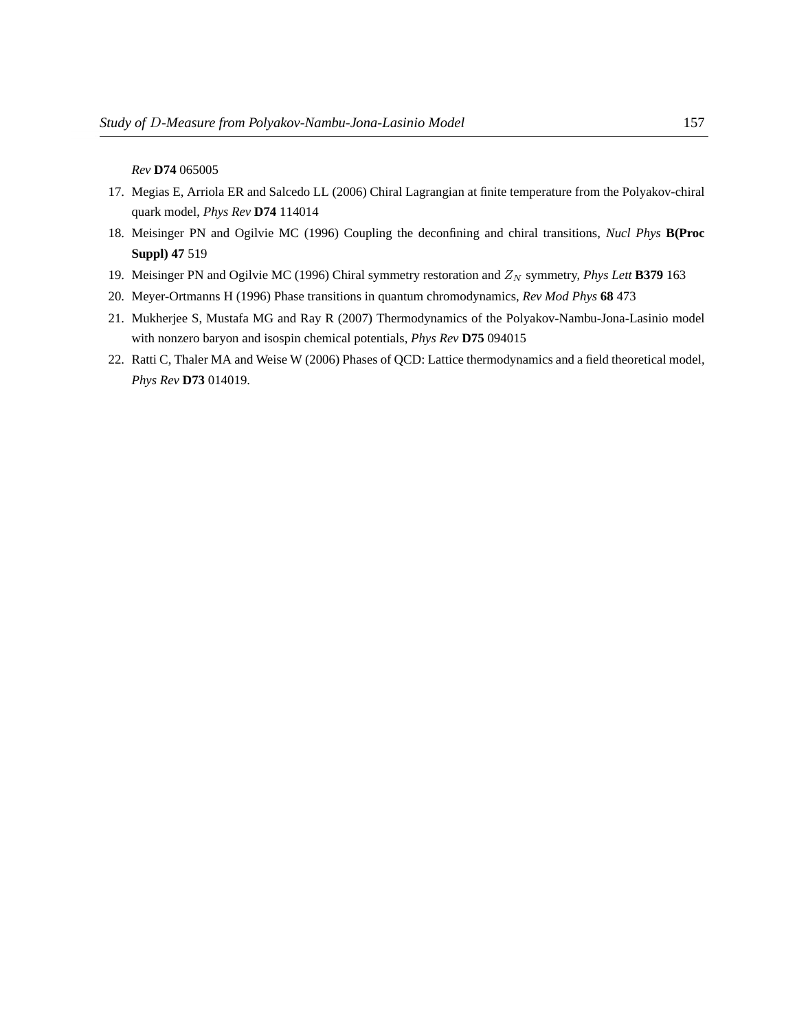*Rev* **D74** 065005

17. Megias E, Arriola ER and Salcedo LL (2006) Chiral Lagrangian at finite temperature from the Polyakov-chiral quark model, *Phys Rev* **D74** 114014
18. Meisinger PN and Ogilvie MC (1996) Coupling the deconfining and chiral transitions, *Nucl Phys* **B(Proc Suppl) 47** 519
19. Meisinger PN and Ogilvie MC (1996) Chiral symmetry restoration and $Z_N$ symmetry, *Phys Lett* **B379** 163
20. Meyer-Ortmanns H (1996) Phase transitions in quantum chromodynamics, *Rev Mod Phys* **68** 473
21. Mukherjee S, Mustafa MG and Ray R (2007) Thermodynamics of the Polyakov-Nambu-Jona-Lasinio model with nonzero baryon and isospin chemical potentials, *Phys Rev* **D75** 094015
22. Ratti C, Thaler MA and Weise W (2006) Phases of QCD: Lattice thermodynamics and a field theoretical model, *Phys Rev* **D73** 014019.